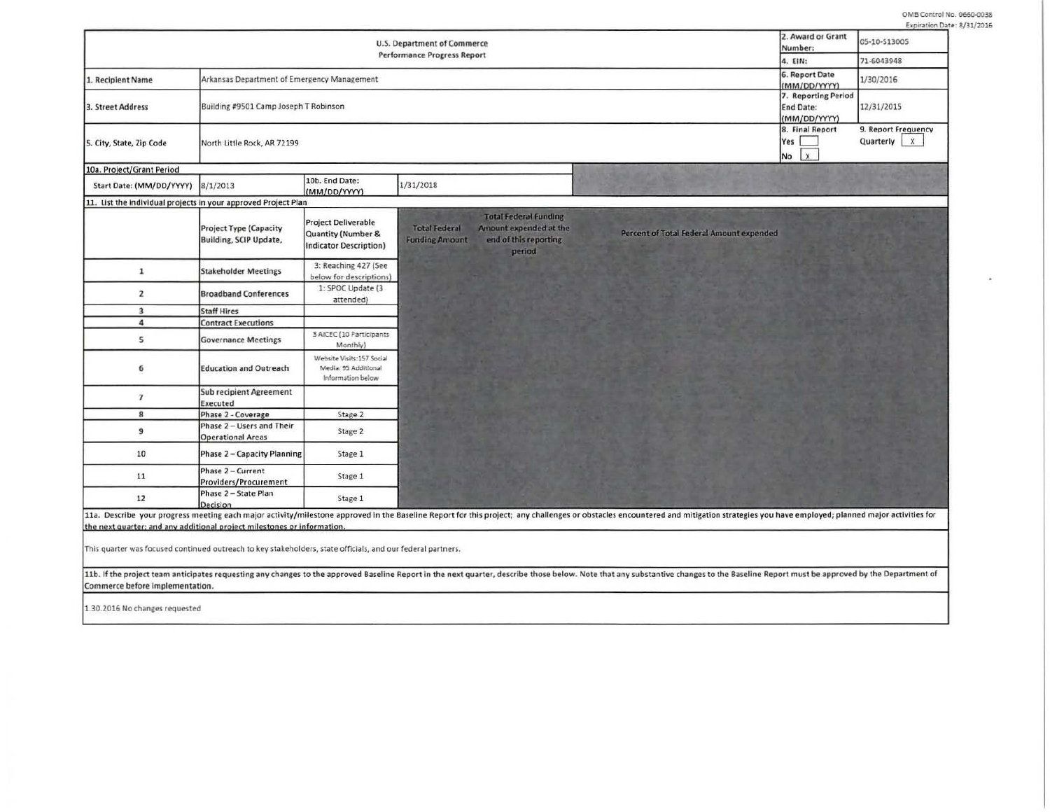OMB Control No. 0660-0038
Expiration Date: 8/31/2016

| U.S. Department of Commerce Performance Progress Report | | | | 2. Award or Grant Number: | 05-10-S13005 |
|---|---|---|---|---|---|
| | | | | 4. EIN: | 71-6043948 |
| 1. Recipient Name | Arkansas Department of Emergency Management | | | 6. Report Date (MM/DD/YYYY) | 1/30/2016 |
| 3. Street Address | Building #9501 Camp Joseph T Robinson | | | 7. Reporting Period End Date: (MM/DD/YYYY) | 12/31/2015 |
| 5. City, State, Zip Code | North Little Rock, AR 72199 | | | 8. Final Report Yes [ ] No [X] | 9. Report Frequency Quarterly [X] |

**10a. Project/Grant Period**

| Start Date: (MM/DD/YYYY) | 8/1/2013 | 10b. End Date: (MM/DD/YYYY) | 1/31/2018 |
|---|---|---|---|

**11. List the individual projects in your approved Project Plan**

| | Project Type (Capacity Building, SCIP Update, | Project Deliverable Quantity (Number & Indicator Description) | Total Federal Funding Amount | Total Federal Funding Amount expended at the end of this reporting period | Percent of Total Federal Amount expended |
|---|---|---|---|---|---|
| 1 | Stakeholder Meetings | 3: Reaching 427 (See below for descriptions) | | | |
| 2 | Broadband Conferences | 1: SPOC Update (3 attended) | | | |
| 3 | Staff Hires | | | | |
| 4 | Contract Executions | | | | |
| 5 | Governance Meetings | 3 AICEC (10 Participants Monthly) | | | |
| 6 | Education and Outreach | Website Visits:157 Social Media: 95 Additional Information below | | | |
| 7 | Sub recipient Agreement Executed | | | | |
| 8 | Phase 2 - Coverage | Stage 2 | | | |
| 9 | Phase 2 – Users and Their Operational Areas | Stage 2 | | | |
| 10 | Phase 2 – Capacity Planning | Stage 1 | | | |
| 11 | Phase 2 – Current Providers/Procurement | Stage 1 | | | |
| 12 | Phase 2 – State Plan Decision | Stage 1 | | | |

11a. Describe your progress meeting each major activity/milestone approved in the Baseline Report for this project; any challenges or obstacles encountered and mitigation strategies you have employed; planned major activities for the next quarter; and any additional project milestones or information.

This quarter was focused continued outreach to key stakeholders, state officials, and our federal partners.

11b. If the project team anticipates requesting any changes to the approved Baseline Report in the next quarter, describe those below. Note that any substantive changes to the Baseline Report must be approved by the Department of Commerce before implementation.

1.30.2016 No changes requested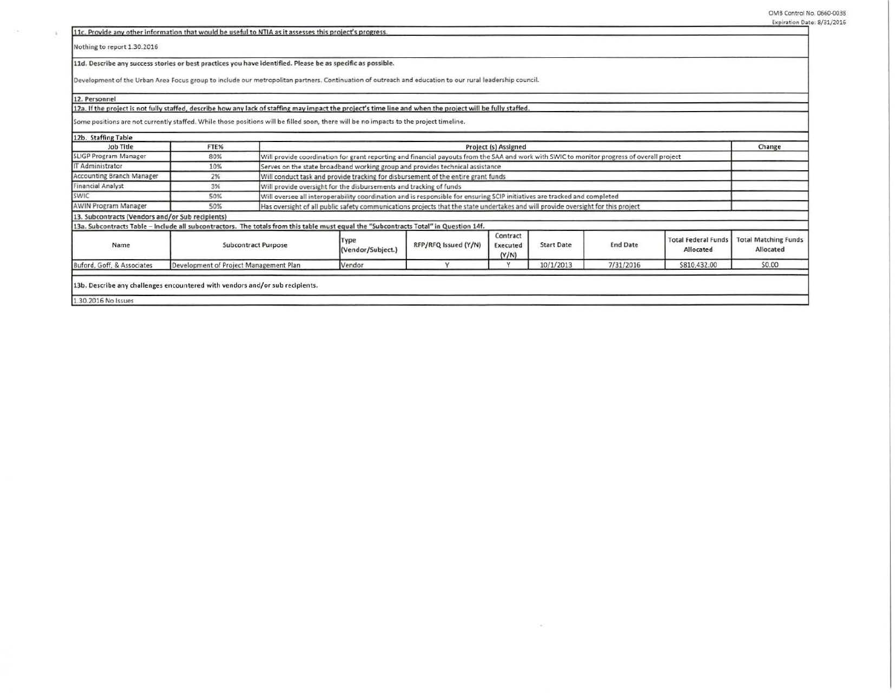**11c. Provide any other information that would be useful to NTIA as it assesses this project's progress.**

Nothing to report 1.30.2016

**11d. Describe any success stories or best practices you have identified. Please be as specific as possible.**

Development of the Urban Area Focus group to include our metropolitan partners. Continuation of outreach and education to our rural leadership council.

**12. Personnel**

**12a. If the project is not fully staffed, describe how any lack of staffing may impact the project's time line and when the project will be fully staffed.**

Some positions are not currently staffed. While those positions will be filled soon, there will be no impacts to the project timeline.

**12b. Staffing Table**

| Job Title | FTE% | Project (s) Assigned | Change |
|---|---|---|---|
| SLIGP Program Manager | 80% | Will provide coordination for grant reporting and financial payouts from the SAA and work with SWIC to monitor progress of overall project | |
| IT Administrator | 10% | Serves on the state broadband working group and provides technical assistance | |
| Accounting Branch Manager | 2% | Will conduct task and provide tracking for disbursement of the entire grant funds | |
| Financial Analyst | 3% | Will provide oversight for the disbursements and tracking of funds | |
| SWIC | 50% | Will oversee all interoperability coordination and is responsible for ensuring SCIP initiatives are tracked and completed | |
| AWIN Program Manager | 50% | Has oversight of all public safety communications projects that the state undertakes and will provide oversight for this project | |

**13. Subcontracts (Vendors and/or Sub recipients)**

**13a. Subcontracts Table – Include all subcontractors. The totals from this table must equal the "Subcontracts Total" in Question 14f.**

| Name | Subcontract Purpose | Type (Vendor/Subject.) | RFP/RFQ Issued (Y/N) | Contract Executed (Y/N) | Start Date | End Date | Total Federal Funds Allocated | Total Matching Funds Allocated |
|---|---|---|---|---|---|---|---|---|
| Buford, Goff, & Associates | Development of Project Management Plan | Vendor | Y | Y | 10/1/2013 | 7/31/2016 | $810,432.00 | $0.00 |

**13b. Describe any challenges encountered with vendors and/or sub recipients.**

1.30.2016 No Issues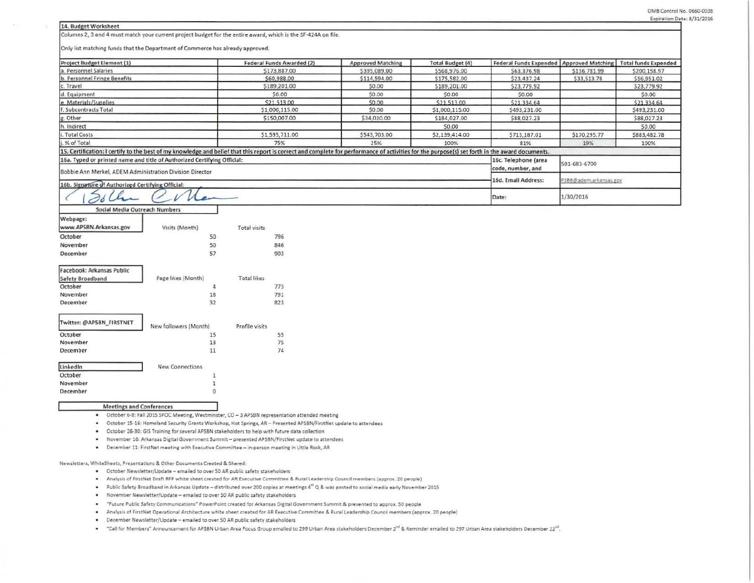OMB Control No. 0660-0038
Expiration Date: 8/31/2016

## 14. Budget Worksheet

Columns 2, 3 and 4 must match your current project budget for the entire award, which is the SF-424A on file.

Only list matching funds that the Department of Commerce has already approved.

| Project Budget Element (1) | Federal Funds Awarded (2) | Approved Matching | Total Budget (4) | Federal Funds Expended | Approved Matching | Total funds Expended |
|---|---|---|---|---|---|---|
| a. Personnel Salaries | $173,887.00 | $395,089.00 | $568,976.00 | $63,376.98 | $136,781.99 | $200,158.97 |
| b. Personnel Fringe Benefits | $60,988.00 | $114,594.00 | $175,582.00 | $23,437.24 | $33,513.78 | $56,951.02 |
| c. Travel | $189,201.00 | $0.00 | $189,201.00 | $23,779.92 | | $23,779.92 |
| d. Equipment | $0.00 | $0.00 | $0.00 | $0.00 | | $0.00 |
| e. Materials/Supplies | $21,513.00 | $0.00 | $21,513.00 | $21,334.64 | | $21,334.64 |
| f. Subcontracts Total | $1,000,115.00 | $0.00 | $1,000,115.00 | $493,231.00 | | $493,231.00 |
| g. Other | $150,007.00 | $34,020.00 | $184,027.00 | $88,027.23 | | $88,027.23 |
| h. Indirect | | | $0.00 | | | $0.00 |
| i. Total Costs | $1,595,711.00 | $543,703.00 | $2,139,414.00 | $713,187.01 | $170,295.77 | $883,482.78 |
| j. % of Total | 75% | 25% | 100% | 81% | 19% | 100% |

**15. Certification:** I certify to the best of my knowledge and belief that this report is correct and complete for performance of activities for the purpose(s) set forth in the award documents.

| | | |
|---|---|---|
| 16a. Typed or printed name and title of Authorized Certifying Official: Bobbie Ann Merkel, ADEM Administration Division Director | 16c. Telephone (area code, number, and | 501-683-6700 |
| 16b. Signature of Authorized Certifying Official: | 16d. Email Address: | PSBB@adem.arkansas.gov |
| | Date: | 1/30/2016 |

### Social Media Outreach Numbers

| Webpage: www.APSBN.Arkansas.gov | Visits (Month) | Total visits |
|---|---|---|
| October | 50 | 796 |
| November | 50 | 846 |
| December | 57 | 903 |

| Facebook: Arkansas Public Safety Broadband | Page likes (Month) | Total likes |
|---|---|---|
| October | 4 | 773 |
| November | 18 | 791 |
| December | 32 | 823 |

| Twitter: @APSBN_FIRSTNET | New followers (Month) | Profile visits |
|---|---|---|
| October | 15 | 55 |
| November | 13 | 75 |
| December | 11 | 74 |

| LinkedIn | New Connections |
|---|---|
| October | 1 |
| November | 1 |
| December | 0 |

### Meetings and Conferences

- October 6-8: Fall 2015 SPOC Meeting, Westminster, CO – 3 APSBN representation attended meeting
- October 15-16: Homeland Security Grants Workshop, Hot Springs, AR – Presented APSBN/FirstNet update to attendees
- October 26-30: GIS Training for several APSBN stakeholders to help with future data collection
- November 16: Arkansas Digital Government Summit – presented APSBN/FirstNet update to attendees
- December 11: FirstNet meeting with Executive Committee – in-person meeting in Little Rock, AR

Newsletters, WhiteSheets, Presentations & Other Documents Created & Shared:

- October Newsletter/Update – emailed to over 50 AR public safety stakeholders
- Analysis of FirstNet Draft RFP white sheet created for AR Executive Committee & Rural Leadership Council members (approx. 20 people)
- Public Safety Broadband in Arkansas Update – distributed over 200 copies at meetings 4th Q & was posted to social media early November 2015
- November Newsletter/Update – emailed to over 50 AR public safety stakeholders
- "Future Public Safety Communications" PowerPoint created for Arkansas Digital Government Summit & presented to approx. 50 people
- Analysis of FirstNet Operational Architecture white sheet created for AR Executive Committee & Rural Leadership Council members (approx. 20 people)
- December Newsletter/Update – emailed to over 50 AR public safety stakeholders
- "Call for Members" Announcement for APSBN Urban Area Focus Group emailed to 299 Urban Area stakeholders December 2nd & Reminder emailed to 297 Urban Area stakeholders December 22nd.